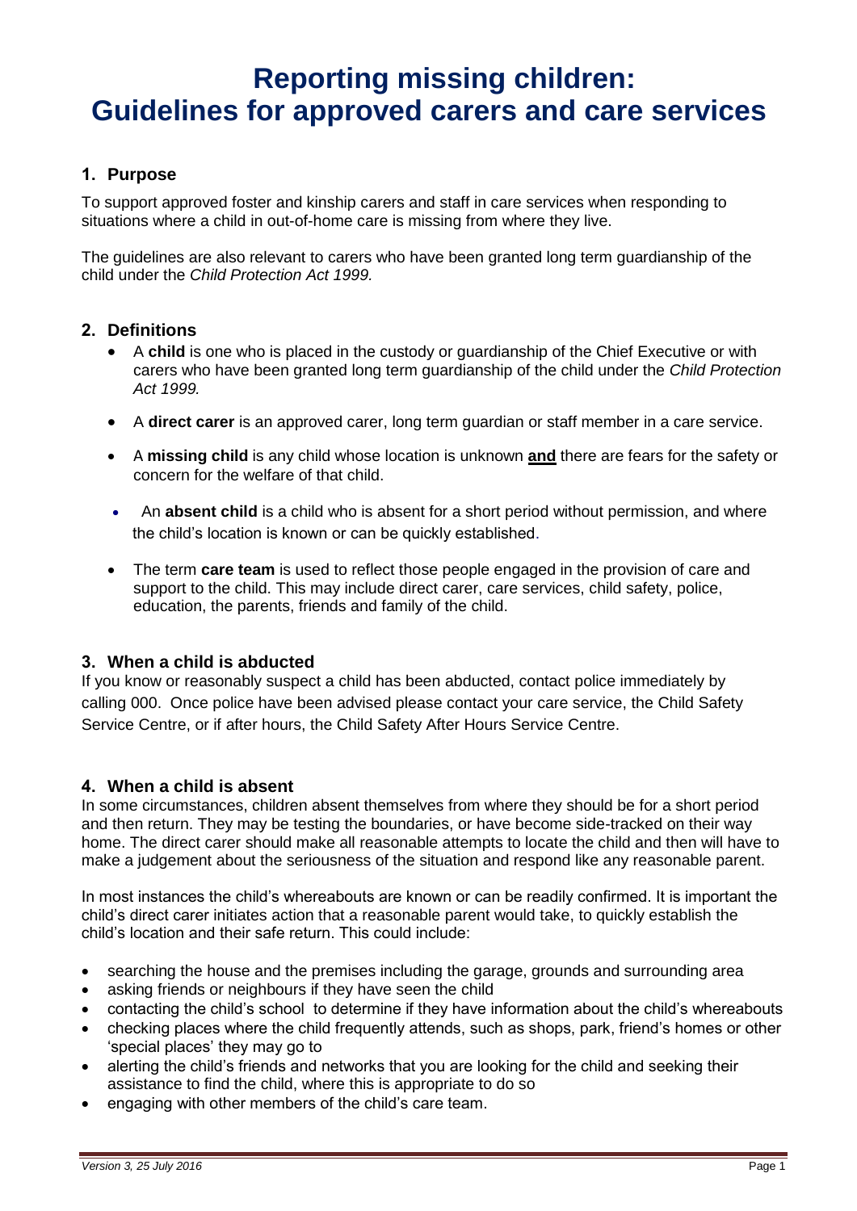# Reporting missing children: Guidelines for approved carers and care services

## 1. Purpose

To support approved foster and kinship carers and staff in care services when responding to situations where a child in out-of-home care is missing from where they live.

The guidelines are also relevant to carers who have been granted long term guardianship of the child under the *Child Protection Act 1999.*

## 2. Definitions

- A **child** is one who is placed in the custody or guardianship of the Chief Executive or with carers who have been granted long term guardianship of the child under the *Child Protection Act 1999.*
- A **direct carer** is an approved carer, long term guardian or staff member in a care service.
- A **missing child** is any child whose location is unknown **and** there are fears for the safety or concern for the welfare of that child.
- An **absent child** is a child who is absent for a short period without permission, and where the child's location is known or can be quickly established.
- The term **care team** is used to reflect those people engaged in the provision of care and support to the child. This may include direct carer, care services, child safety, police, education, the parents, friends and family of the child.

## 3. When a child is abducted

If you know or reasonably suspect a child has been abducted, contact police immediately by calling 000. Once police have been advised please contact your care service, the Child Safety Service Centre, or if after hours, the Child Safety After Hours Service Centre.

## 4. When a child is absent

In some circumstances, children absent themselves from where they should be for a short period and then return. They may be testing the boundaries, or have become side-tracked on their way home. The direct carer should make all reasonable attempts to locate the child and then will have to make a judgement about the seriousness of the situation and respond like any reasonable parent.

In most instances the child's whereabouts are known or can be readily confirmed. It is important the child's direct carer initiates action that a reasonable parent would take, to quickly establish the child's location and their safe return. This could include:

- searching the house and the premises including the garage, grounds and surrounding area
- asking friends or neighbours if they have seen the child
- contacting the child's school to determine if they have information about the child's whereabouts
- checking places where the child frequently attends, such as shops, park, friend's homes or other 'special places' they may go to
- alerting the child's friends and networks that you are looking for the child and seeking their assistance to find the child, where this is appropriate to do so
- engaging with other members of the child's care team.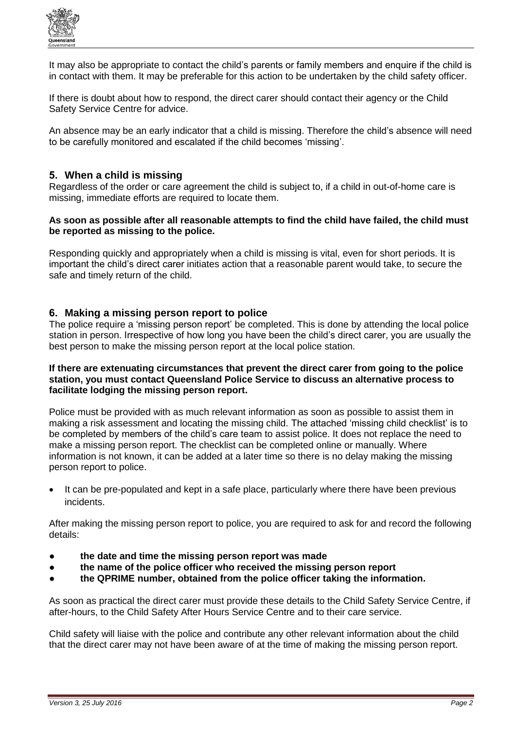It may also be appropriate to contact the child's parents or family members and enquire if the child is in contact with them. It may be preferable for this action to be undertaken by the child safety officer.

If there is doubt about how to respond, the direct carer should contact their agency or the Child Safety Service Centre for advice.

An absence may be an early indicator that a child is missing. Therefore the child's absence will need to be carefully monitored and escalated if the child becomes 'missing'.

## 5. When a child is missing

Regardless of the order or care agreement the child is subject to, if a child in out-of-home care is missing, immediate efforts are required to locate them.

**As soon as possible after all reasonable attempts to find the child have failed, the child must be reported as missing to the police.**

Responding quickly and appropriately when a child is missing is vital, even for short periods. It is important the child's direct carer initiates action that a reasonable parent would take, to secure the safe and timely return of the child.

## 6. Making a missing person report to police

The police require a 'missing person report' be completed. This is done by attending the local police station in person. Irrespective of how long you have been the child's direct carer, you are usually the best person to make the missing person report at the local police station.

**If there are extenuating circumstances that prevent the direct carer from going to the police station, you must contact Queensland Police Service to discuss an alternative process to facilitate lodging the missing person report.**

Police must be provided with as much relevant information as soon as possible to assist them in making a risk assessment and locating the missing child. The attached 'missing child checklist' is to be completed by members of the child's care team to assist police. It does not replace the need to make a missing person report. The checklist can be completed online or manually. Where information is not known, it can be added at a later time so there is no delay making the missing person report to police.

- It can be pre-populated and kept in a safe place, particularly where there have been previous incidents.

After making the missing person report to police, you are required to ask for and record the following details:

- **the date and time the missing person report was made**
- **the name of the police officer who received the missing person report**
- **the QPRIME number, obtained from the police officer taking the information.**

As soon as practical the direct carer must provide these details to the Child Safety Service Centre, if after-hours, to the Child Safety After Hours Service Centre and to their care service.

Child safety will liaise with the police and contribute any other relevant information about the child that the direct carer may not have been aware of at the time of making the missing person report.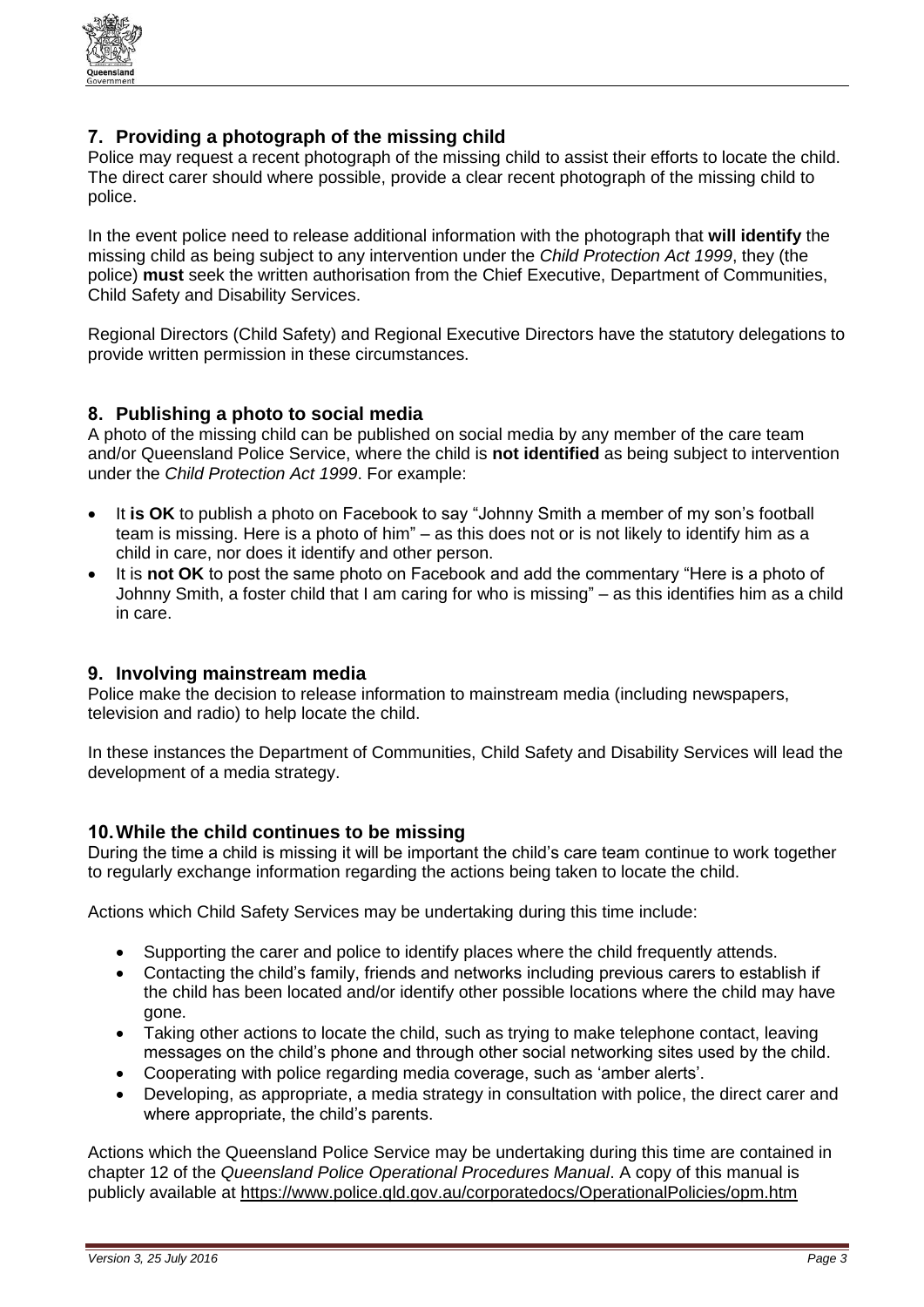## 7. Providing a photograph of the missing child

Police may request a recent photograph of the missing child to assist their efforts to locate the child. The direct carer should where possible, provide a clear recent photograph of the missing child to police.

In the event police need to release additional information with the photograph that **will identify** the missing child as being subject to any intervention under the *Child Protection Act 1999*, they (the police) **must** seek the written authorisation from the Chief Executive, Department of Communities, Child Safety and Disability Services.

Regional Directors (Child Safety) and Regional Executive Directors have the statutory delegations to provide written permission in these circumstances.

## 8. Publishing a photo to social media

A photo of the missing child can be published on social media by any member of the care team and/or Queensland Police Service, where the child is **not identified** as being subject to intervention under the *Child Protection Act 1999*. For example:

- It **is OK** to publish a photo on Facebook to say "Johnny Smith a member of my son's football team is missing. Here is a photo of him" – as this does not or is not likely to identify him as a child in care, nor does it identify and other person.
- It is **not OK** to post the same photo on Facebook and add the commentary "Here is a photo of Johnny Smith, a foster child that I am caring for who is missing" – as this identifies him as a child in care.

## 9. Involving mainstream media

Police make the decision to release information to mainstream media (including newspapers, television and radio) to help locate the child.

In these instances the Department of Communities, Child Safety and Disability Services will lead the development of a media strategy.

## 10. While the child continues to be missing

During the time a child is missing it will be important the child's care team continue to work together to regularly exchange information regarding the actions being taken to locate the child.

Actions which Child Safety Services may be undertaking during this time include:

- Supporting the carer and police to identify places where the child frequently attends.
- Contacting the child's family, friends and networks including previous carers to establish if the child has been located and/or identify other possible locations where the child may have gone.
- Taking other actions to locate the child, such as trying to make telephone contact, leaving messages on the child's phone and through other social networking sites used by the child.
- Cooperating with police regarding media coverage, such as 'amber alerts'.
- Developing, as appropriate, a media strategy in consultation with police, the direct carer and where appropriate, the child's parents.

Actions which the Queensland Police Service may be undertaking during this time are contained in chapter 12 of the *Queensland Police Operational Procedures Manual*. A copy of this manual is publicly available at https://www.police.qld.gov.au/corporatedocs/OperationalPolicies/opm.htm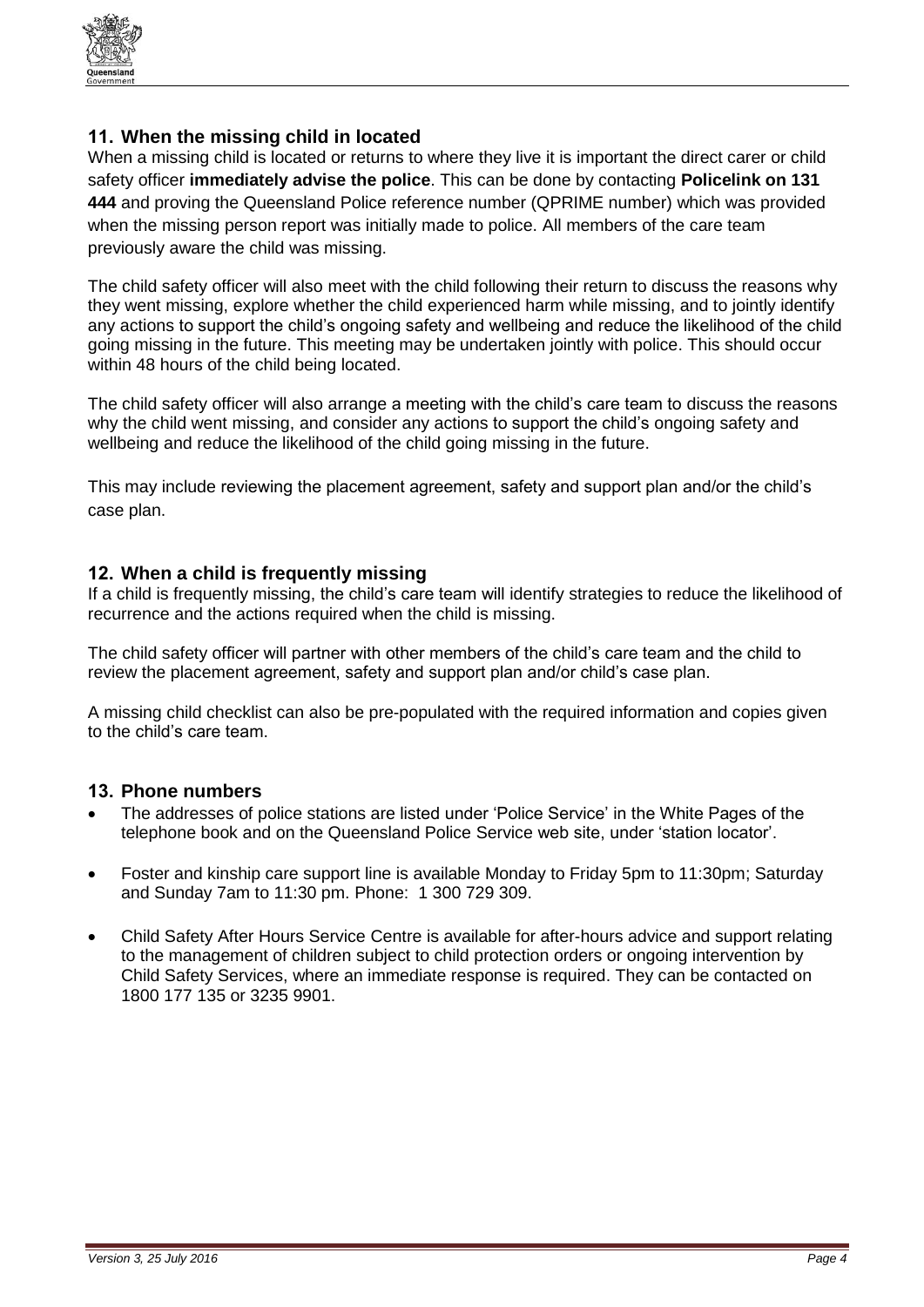## 11. When the missing child in located

When a missing child is located or returns to where they live it is important the direct carer or child safety officer **immediately advise the police**. This can be done by contacting **Policelink on 131 444** and proving the Queensland Police reference number (QPRIME number) which was provided when the missing person report was initially made to police. All members of the care team previously aware the child was missing.

The child safety officer will also meet with the child following their return to discuss the reasons why they went missing, explore whether the child experienced harm while missing, and to jointly identify any actions to support the child's ongoing safety and wellbeing and reduce the likelihood of the child going missing in the future. This meeting may be undertaken jointly with police. This should occur within 48 hours of the child being located.

The child safety officer will also arrange a meeting with the child's care team to discuss the reasons why the child went missing, and consider any actions to support the child's ongoing safety and wellbeing and reduce the likelihood of the child going missing in the future.

This may include reviewing the placement agreement, safety and support plan and/or the child's case plan.

## 12. When a child is frequently missing

If a child is frequently missing, the child's care team will identify strategies to reduce the likelihood of recurrence and the actions required when the child is missing.

The child safety officer will partner with other members of the child's care team and the child to review the placement agreement, safety and support plan and/or child's case plan.

A missing child checklist can also be pre-populated with the required information and copies given to the child's care team.

## 13. Phone numbers

- The addresses of police stations are listed under 'Police Service' in the White Pages of the telephone book and on the Queensland Police Service web site, under 'station locator'.
- Foster and kinship care support line is available Monday to Friday 5pm to 11:30pm; Saturday and Sunday 7am to 11:30 pm. Phone: 1 300 729 309.
- Child Safety After Hours Service Centre is available for after-hours advice and support relating to the management of children subject to child protection orders or ongoing intervention by Child Safety Services, where an immediate response is required. They can be contacted on 1800 177 135 or 3235 9901.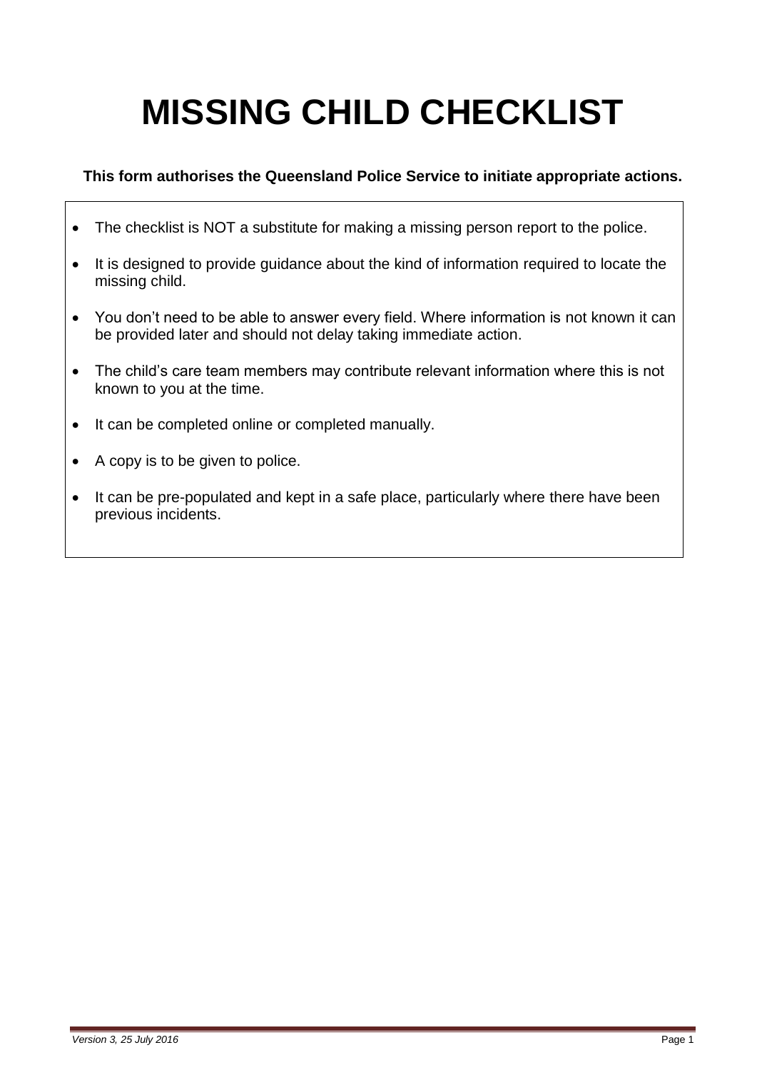# MISSING CHILD CHECKLIST

**This form authorises the Queensland Police Service to initiate appropriate actions.**

- The checklist is NOT a substitute for making a missing person report to the police.
- It is designed to provide guidance about the kind of information required to locate the missing child.
- You don't need to be able to answer every field. Where information is not known it can be provided later and should not delay taking immediate action.
- The child's care team members may contribute relevant information where this is not known to you at the time.
- It can be completed online or completed manually.
- A copy is to be given to police.
- It can be pre-populated and kept in a safe place, particularly where there have been previous incidents.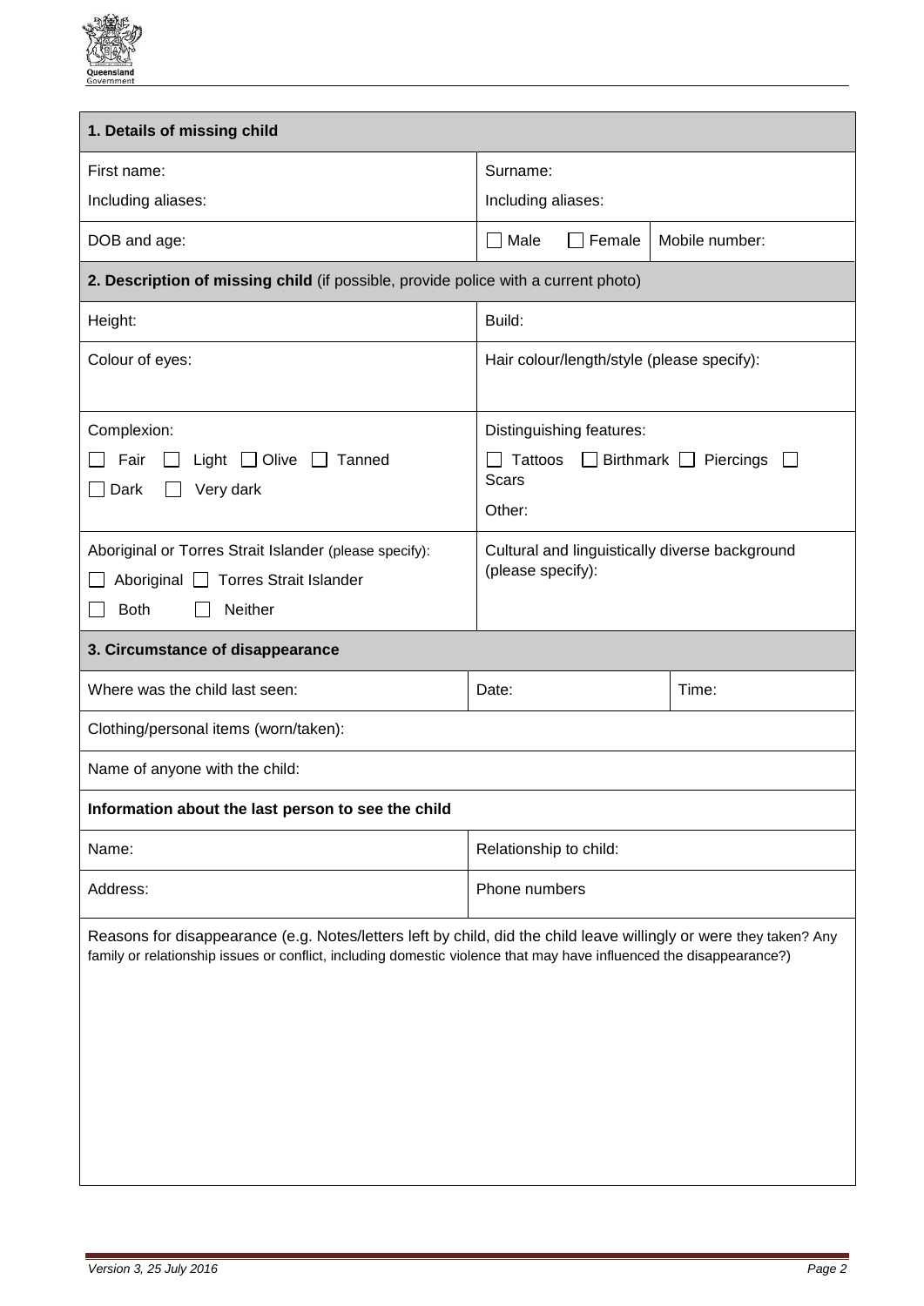| **1. Details of missing child** | | |
|---|---|---|
| First name:<br>Including aliases: | Surname:<br>Including aliases: | |
| DOB and age: | ☐ Male ☐ Female | Mobile number: |
| **2. Description of missing child** (if possible, provide police with a current photo) | | |
| Height: | Build: | |
| Colour of eyes: | Hair colour/length/style (please specify): | |
| Complexion:<br>☐ Fair ☐ Light ☐ Olive ☐ Tanned<br>☐ Dark ☐ Very dark | Distinguishing features:<br>☐ Tattoos ☐ Birthmark ☐ Piercings ☐ Scars<br>Other: | |
| Aboriginal or Torres Strait Islander (please specify):<br>☐ Aboriginal ☐ Torres Strait Islander<br>☐ Both ☐ Neither | Cultural and linguistically diverse background (please specify): | |
| **3. Circumstance of disappearance** | | |
| Where was the child last seen: | Date: | Time: |
| Clothing/personal items (worn/taken): | | |
| Name of anyone with the child: | | |
| **Information about the last person to see the child** | | |
| Name: | Relationship to child: | |
| Address: | Phone numbers | |
| Reasons for disappearance (e.g. Notes/letters left by child, did the child leave willingly or were they taken? Any family or relationship issues or conflict, including domestic violence that may have influenced the disappearance?) | | |

*Version 3, 25 July 2016*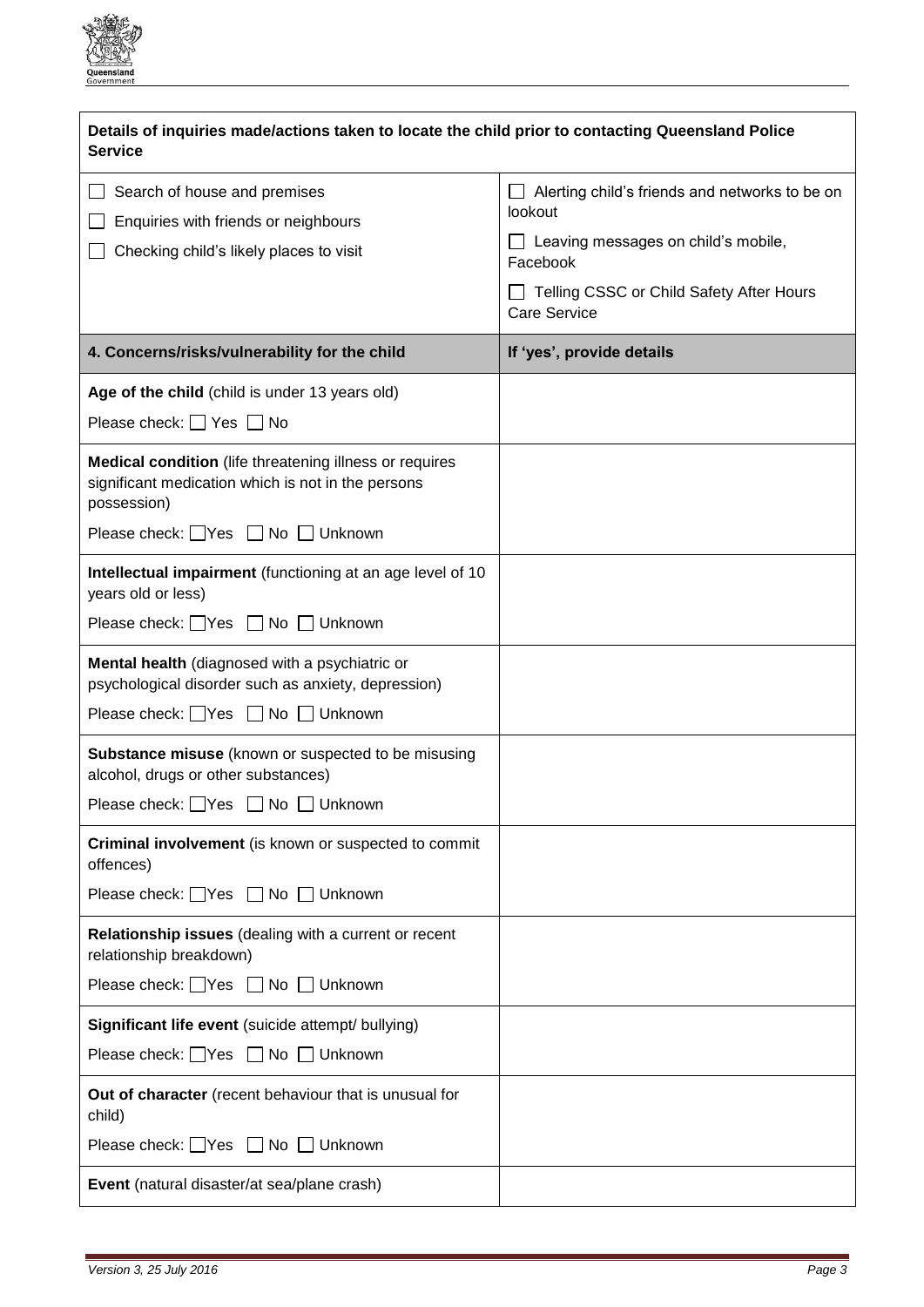| Details of inquiries made/actions taken to locate the child prior to contacting Queensland Police Service | |
|---|---|
| ☐ Search of house and premises<br>☐ Enquiries with friends or neighbours<br>☐ Checking child's likely places to visit | ☐ Alerting child's friends and networks to be on lookout<br>☐ Leaving messages on child's mobile, Facebook<br>☐ Telling CSSC or Child Safety After Hours Care Service |

| 4. Concerns/risks/vulnerability for the child | If 'yes', provide details |
|---|---|
| **Age of the child** (child is under 13 years old)<br>Please check: ☐ Yes ☐ No | |
| **Medical condition** (life threatening illness or requires significant medication which is not in the persons possession)<br>Please check: ☐ Yes ☐ No ☐ Unknown | |
| **Intellectual impairment** (functioning at an age level of 10 years old or less)<br>Please check: ☐ Yes ☐ No ☐ Unknown | |
| **Mental health** (diagnosed with a psychiatric or psychological disorder such as anxiety, depression)<br>Please check: ☐ Yes ☐ No ☐ Unknown | |
| **Substance misuse** (known or suspected to be misusing alcohol, drugs or other substances)<br>Please check: ☐ Yes ☐ No ☐ Unknown | |
| **Criminal involvement** (is known or suspected to commit offences)<br>Please check: ☐ Yes ☐ No ☐ Unknown | |
| **Relationship issues** (dealing with a current or recent relationship breakdown)<br>Please check: ☐ Yes ☐ No ☐ Unknown | |
| **Significant life event** (suicide attempt/ bullying)<br>Please check: ☐ Yes ☐ No ☐ Unknown | |
| **Out of character** (recent behaviour that is unusual for child)<br>Please check: ☐ Yes ☐ No ☐ Unknown | |
| **Event** (natural disaster/at sea/plane crash) | |

*Version 3, 25 July 2016*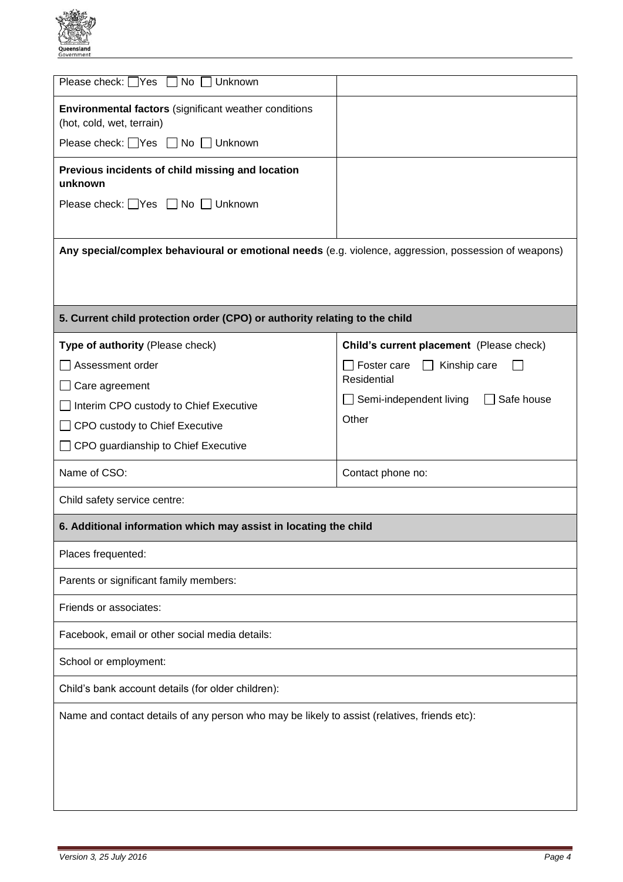| | |
|---|---|
| Please check: ☐ Yes ☐ No ☐ Unknown | |
| **Environmental factors** (significant weather conditions (hot, cold, wet, terrain)<br>Please check: ☐ Yes ☐ No ☐ Unknown | |
| **Previous incidents of child missing and location unknown**<br>Please check: ☐ Yes ☐ No ☐ Unknown | |
| **Any special/complex behavioural or emotional needs** (e.g. violence, aggression, possession of weapons) | |

## 5. Current child protection order (CPO) or authority relating to the child

| **Type of authority** (Please check) | **Child's current placement** (Please check) |
|---|---|
| ☐ Assessment order<br>☐ Care agreement<br>☐ Interim CPO custody to Chief Executive<br>☐ CPO custody to Chief Executive<br>☐ CPO guardianship to Chief Executive | ☐ Foster care ☐ Kinship care ☐ Residential<br>☐ Semi-independent living ☐ Safe house<br>Other |
| Name of CSO: | Contact phone no: |
| Child safety service centre: | |

## 6. Additional information which may assist in locating the child

| |
|---|
| Places frequented: |
| Parents or significant family members: |
| Friends or associates: |
| Facebook, email or other social media details: |
| School or employment: |
| Child's bank account details (for older children): |
| Name and contact details of any person who may be likely to assist (relatives, friends etc): |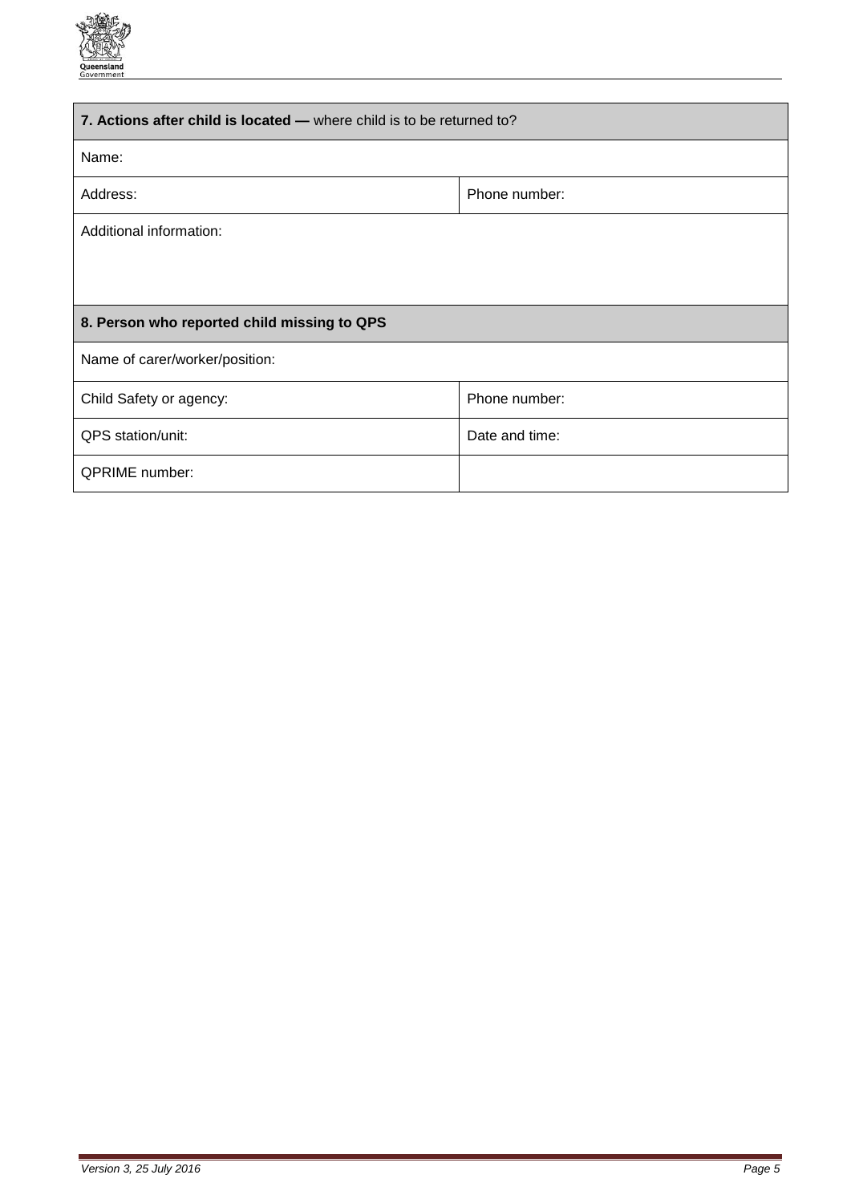| **7. Actions after child is located —** where child is to be returned to? | |
|---|---|
| Name: | |
| Address: | Phone number: |
| Additional information: | |

| **8. Person who reported child missing to QPS** | |
|---|---|
| Name of carer/worker/position: | |
| Child Safety or agency: | Phone number: |
| QPS station/unit: | Date and time: |
| QPRIME number: | |